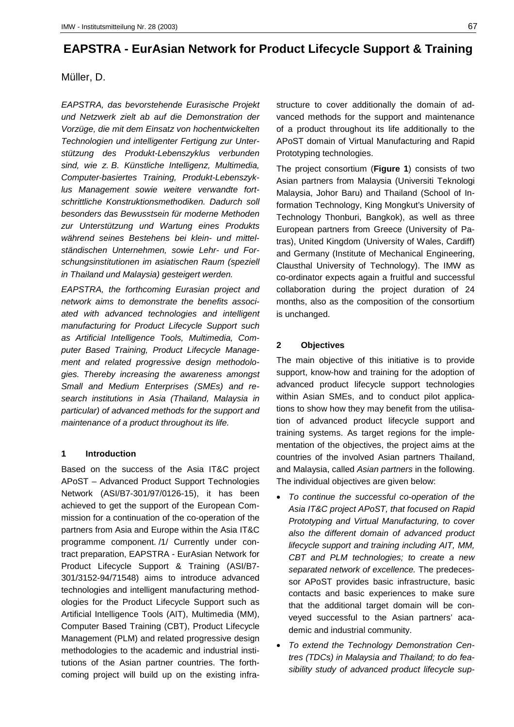# EAPSTRA - EurAsian Network for Product Lifecycle Support & Training

Müller, D.

*EAPSTRA, das bevorstehende Eurasische Projekt und Netzwerk zielt ab auf die Demonstration der Vorzüge, die mit dem Einsatz von hochentwickelten Technologien und intelligenter Fertigung zur Unterstützung des Produkt-Lebenszyklus verbunden sind, wie z. B. Künstliche Intelligenz, Multimedia, Computer-basiertes Training, Produkt-Lebenszyklus Management sowie weitere verwandte fortschrittliche Konstruktionsmethodiken. Dadurch soll besonders das Bewusstsein für moderne Methoden zur Unterstützung und Wartung eines Produkts während seines Bestehens bei klein- und mittelständischen Unternehmen, sowie Lehr- und Forschungsinstitutionen im asiatischen Raum (speziell in Thailand und Malaysia) gesteigert werden.*

*EAPSTRA, the forthcoming Eurasian project and network aims to demonstrate the benefits associated with advanced technologies and intelligent manufacturing for Product Lifecycle Support such as Artificial Intelligence Tools, Multimedia, Computer Based Training, Product Lifecycle Management and related progressive design methodologies. Thereby increasing the awareness amongst Small and Medium Enterprises (SMEs) and research institutions in Asia (Thailand, Malaysia in particular) of advanced methods for the support and maintenance of a product throughout its life.*

## 1 Introduction

Based on the success of the Asia IT&C project APoST – Advanced Product Support Technologies Network (ASI/B7-301/97/0126-15), it has been achieved to get the support of the European Commission for a continuation of the co-operation of the partners from Asia and Europe within the Asia IT&C programme component. /1/ Currently under contract preparation, EAPSTRA - EurAsian Network for Product Lifecycle Support & Training (ASI/B7-301/3152-94/71548) aims to introduce advanced technologies and intelligent manufacturing methodologies for the Product Lifecycle Support such as Artificial Intelligence Tools (AIT), Multimedia (MM), Computer Based Training (CBT), Product Lifecycle Management (PLM) and related progressive design methodologies to the academic and industrial institutions of the Asian partner countries. The forthcoming project will build up on the existing infrastructure to cover additionally the domain of advanced methods for the support and maintenance of a product throughout its life additionally to the APoST domain of Virtual Manufacturing and Rapid Prototyping technologies.

The project consortium (**Figure 1**) consists of two Asian partners from Malaysia (Universiti Teknologi Malaysia, Johor Baru) and Thailand (School of Information Technology, King Mongkut's University of Technology Thonburi, Bangkok), as well as three European partners from Greece (University of Patras), United Kingdom (University of Wales, Cardiff) and Germany (Institute of Mechanical Engineering, Clausthal University of Technology). The IMW as co-ordinator expects again a fruitful and successful collaboration during the project duration of 24 months, also as the composition of the consortium is unchanged.

## 2 Objectives

The main objective of this initiative is to provide support, know-how and training for the adoption of advanced product lifecycle support technologies within Asian SMEs, and to conduct pilot applications to show how they may benefit from the utilisation of advanced product lifecycle support and training systems. As target regions for the implementation of the objectives, the project aims at the countries of the involved Asian partners Thailand, and Malaysia, called *Asian partners* in the following. The individual objectives are given below:

- *To continue the successful co-operation of the Asia IT&C project APoST, that focused on Rapid Prototyping and Virtual Manufacturing, to cover also the different domain of advanced product lifecycle support and training including AIT, MM, CBT and PLM technologies; to create a new separated network of excellence.* The predecessor APoST provides basic infrastructure, basic contacts and basic experiences to make sure that the additional target domain will be conveyed successful to the Asian partners' academic and industrial community.
- *To extend the Technology Demonstration Centres (TDCs) in Malaysia and Thailand; to do feasibility study of advanced product lifecycle sup-*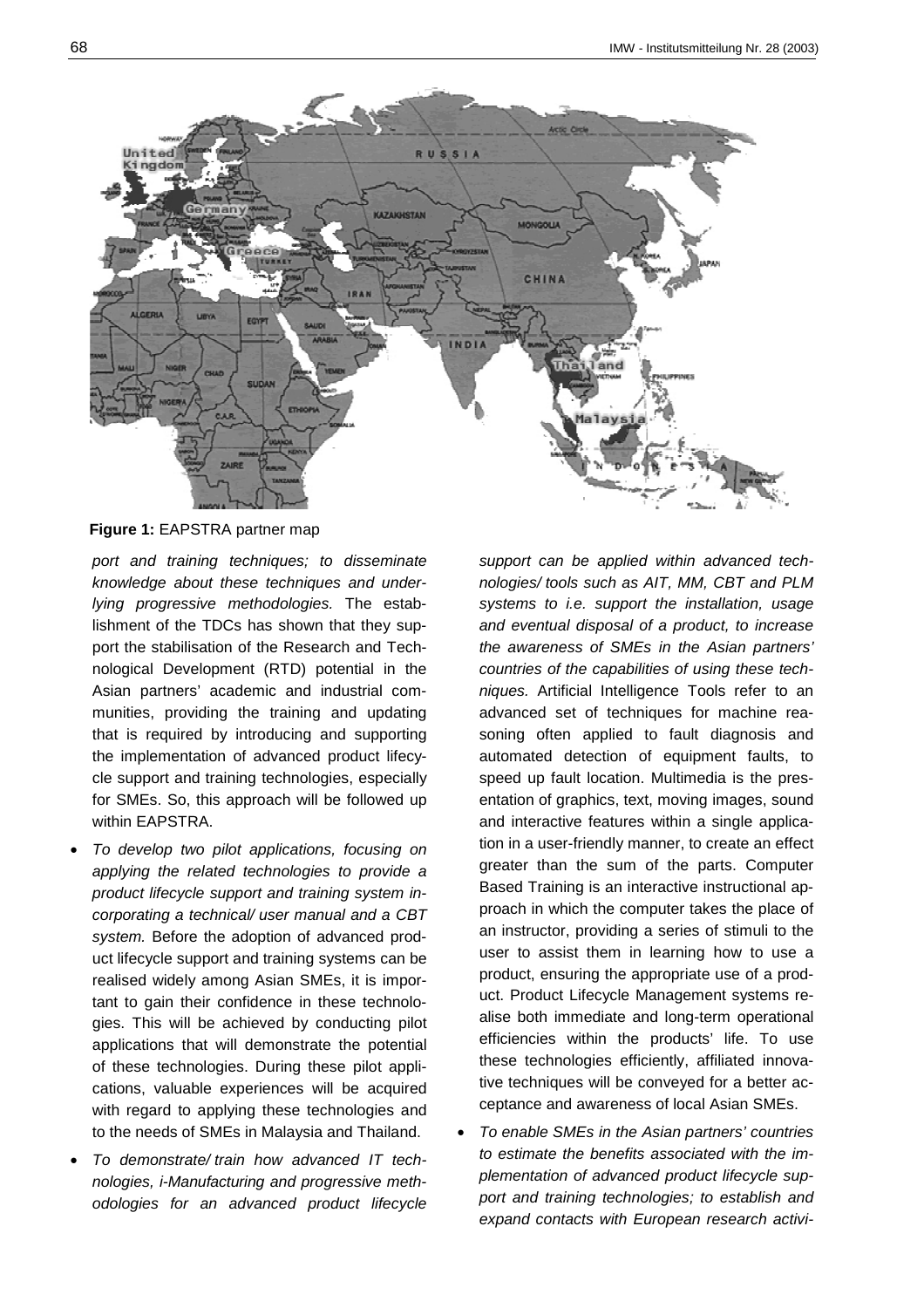**Figure 1:** EAPSTRA partner map

*port and training techniques; to disseminate knowledge about these techniques and underlying progressive methodologies.* The establishment of the TDCs has shown that they support the stabilisation of the Research and Technological Development (RTD) potential in the Asian partners' academic and industrial communities, providing the training and updating that is required by introducing and supporting the implementation of advanced product lifecycle support and training technologies, especially for SMEs. So, this approach will be followed up within EAPSTRA.

- *To develop two pilot applications, focusing on applying the related technologies to provide a product lifecycle support and training system incorporating a technical/ user manual and a CBT system.* Before the adoption of advanced product lifecycle support and training systems can be realised widely among Asian SMEs, it is important to gain their confidence in these technologies. This will be achieved by conducting pilot applications that will demonstrate the potential of these technologies. During these pilot applications, valuable experiences will be acquired with regard to applying these technologies and to the needs of SMEs in Malaysia and Thailand.
- *To demonstrate/ train how advanced IT technologies, i-Manufacturing and progressive methodologies for an advanced product lifecycle support can be applied within advanced technologies/ tools such as AIT, MM, CBT and PLM systems to i.e. support the installation, usage and eventual disposal of a product, to increase the awareness of SMEs in the Asian partners' countries of the capabilities of using these techniques.* Artificial Intelligence Tools refer to an advanced set of techniques for machine reasoning often applied to fault diagnosis and automated detection of equipment faults, to speed up fault location. Multimedia is the presentation of graphics, text, moving images, sound and interactive features within a single application in a user-friendly manner, to create an effect greater than the sum of the parts. Computer Based Training is an interactive instructional approach in which the computer takes the place of an instructor, providing a series of stimuli to the user to assist them in learning how to use a product, ensuring the appropriate use of a product. Product Lifecycle Management systems realise both immediate and long-term operational efficiencies within the products' life. To use these technologies efficiently, affiliated innovative techniques will be conveyed for a better acceptance and awareness of local Asian SMEs.
- *To enable SMEs in the Asian partners' countries to estimate the benefits associated with the implementation of advanced product lifecycle support and training technologies; to establish and expand contacts with European research activi-*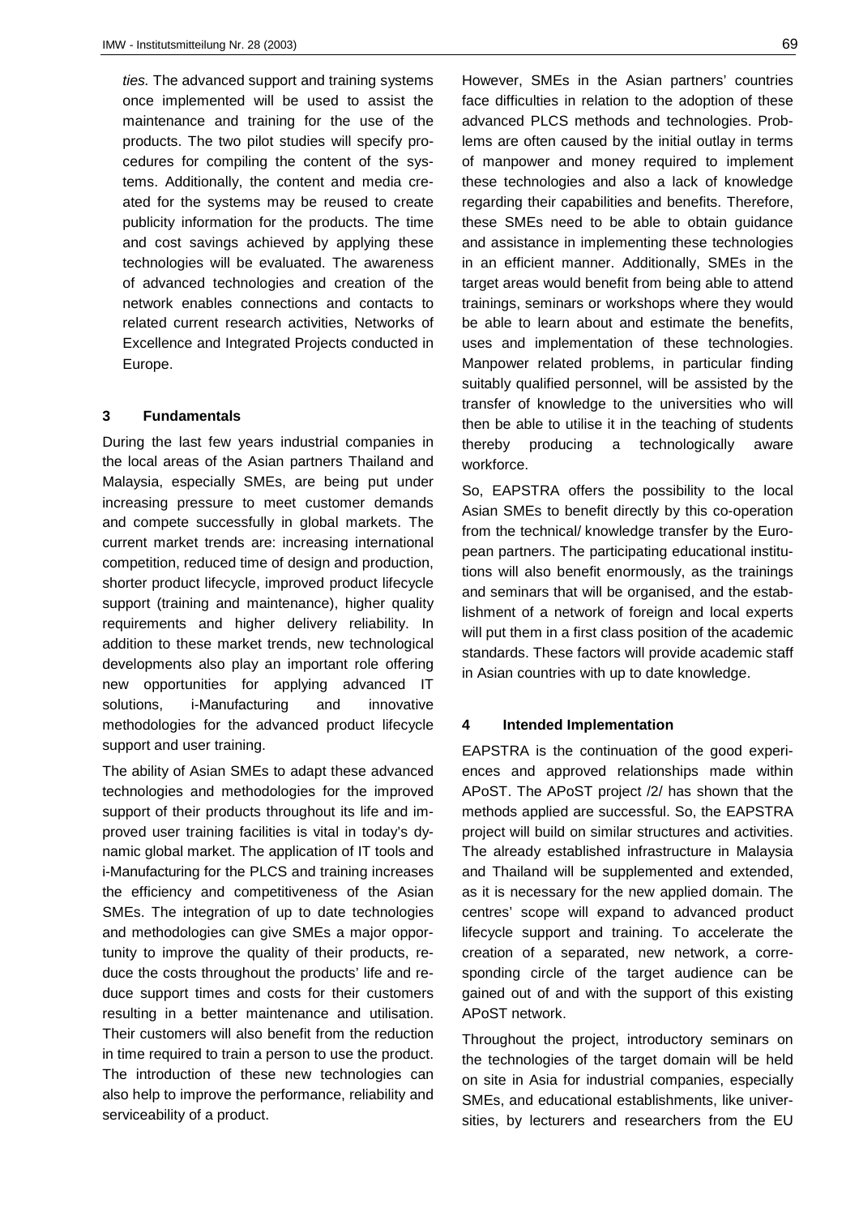*ties.* The advanced support and training systems once implemented will be used to assist the maintenance and training for the use of the products. The two pilot studies will specify procedures for compiling the content of the systems. Additionally, the content and media created for the systems may be reused to create publicity information for the products. The time and cost savings achieved by applying these technologies will be evaluated. The awareness of advanced technologies and creation of the network enables connections and contacts to related current research activities, Networks of Excellence and Integrated Projects conducted in Europe.

## 3 Fundamentals

During the last few years industrial companies in the local areas of the Asian partners Thailand and Malaysia, especially SMEs, are being put under increasing pressure to meet customer demands and compete successfully in global markets. The current market trends are: increasing international competition, reduced time of design and production, shorter product lifecycle, improved product lifecycle support (training and maintenance), higher quality requirements and higher delivery reliability. In addition to these market trends, new technological developments also play an important role offering new opportunities for applying advanced IT solutions, i-Manufacturing and innovative methodologies for the advanced product lifecycle support and user training.

The ability of Asian SMEs to adapt these advanced technologies and methodologies for the improved support of their products throughout its life and improved user training facilities is vital in today's dynamic global market. The application of IT tools and i-Manufacturing for the PLCS and training increases the efficiency and competitiveness of the Asian SMEs. The integration of up to date technologies and methodologies can give SMEs a major opportunity to improve the quality of their products, reduce the costs throughout the products' life and reduce support times and costs for their customers resulting in a better maintenance and utilisation. Their customers will also benefit from the reduction in time required to train a person to use the product. The introduction of these new technologies can also help to improve the performance, reliability and serviceability of a product.

However, SMEs in the Asian partners' countries face difficulties in relation to the adoption of these advanced PLCS methods and technologies. Problems are often caused by the initial outlay in terms of manpower and money required to implement these technologies and also a lack of knowledge regarding their capabilities and benefits. Therefore, these SMEs need to be able to obtain guidance and assistance in implementing these technologies in an efficient manner. Additionally, SMEs in the target areas would benefit from being able to attend trainings, seminars or workshops where they would be able to learn about and estimate the benefits, uses and implementation of these technologies. Manpower related problems, in particular finding suitably qualified personnel, will be assisted by the transfer of knowledge to the universities who will then be able to utilise it in the teaching of students thereby producing a technologically aware workforce.

So, EAPSTRA offers the possibility to the local Asian SMEs to benefit directly by this co-operation from the technical/ knowledge transfer by the European partners. The participating educational institutions will also benefit enormously, as the trainings and seminars that will be organised, and the establishment of a network of foreign and local experts will put them in a first class position of the academic standards. These factors will provide academic staff in Asian countries with up to date knowledge.

## 4 Intended Implementation

EAPSTRA is the continuation of the good experiences and approved relationships made within APoST. The APoST project /2/ has shown that the methods applied are successful. So, the EAPSTRA project will build on similar structures and activities. The already established infrastructure in Malaysia and Thailand will be supplemented and extended, as it is necessary for the new applied domain. The centres' scope will expand to advanced product lifecycle support and training. To accelerate the creation of a separated, new network, a corresponding circle of the target audience can be gained out of and with the support of this existing APoST network.

Throughout the project, introductory seminars on the technologies of the target domain will be held on site in Asia for industrial companies, especially SMEs, and educational establishments, like universities, by lecturers and researchers from the EU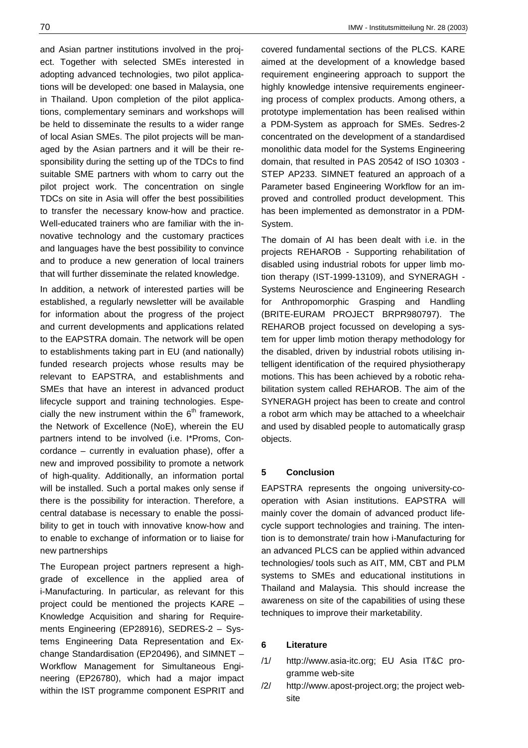and Asian partner institutions involved in the project. Together with selected SMEs interested in adopting advanced technologies, two pilot applications will be developed: one based in Malaysia, one in Thailand. Upon completion of the pilot applications, complementary seminars and workshops will be held to disseminate the results to a wider range of local Asian SMEs. The pilot projects will be managed by the Asian partners and it will be their responsibility during the setting up of the TDCs to find suitable SME partners with whom to carry out the pilot project work. The concentration on single TDCs on site in Asia will offer the best possibilities to transfer the necessary know-how and practice. Well-educated trainers who are familiar with the innovative technology and the customary practices and languages have the best possibility to convince and to produce a new generation of local trainers that will further disseminate the related knowledge.

In addition, a network of interested parties will be established, a regularly newsletter will be available for information about the progress of the project and current developments and applications related to the EAPSTRA domain. The network will be open to establishments taking part in EU (and nationally) funded research projects whose results may be relevant to EAPSTRA, and establishments and SMEs that have an interest in advanced product lifecycle support and training technologies. Especially the new instrument within the 6th framework, the Network of Excellence (NoE), wherein the EU partners intend to be involved (i.e. I*Proms, Concordance – currently in evaluation phase), offer a new and improved possibility to promote a network of high-quality. Additionally, an information portal will be installed. Such a portal makes only sense if there is the possibility for interaction. Therefore, a central database is necessary to enable the possibility to get in touch with innovative know-how and to enable to exchange of information or to liaise for new partnerships

The European project partners represent a high-grade of excellence in the applied area of i-Manufacturing. In particular, as relevant for this project could be mentioned the projects KARE – Knowledge Acquisition and sharing for Requirements Engineering (EP28916), SEDRES-2 – Systems Engineering Data Representation and Exchange Standardisation (EP20496), and SIMNET – Workflow Management for Simultaneous Engineering (EP26780), which had a major impact within the IST programme component ESPRIT and covered fundamental sections of the PLCS. KARE aimed at the development of a knowledge based requirement engineering approach to support the highly knowledge intensive requirements engineering process of complex products. Among others, a prototype implementation has been realised within a PDM-System as approach for SMEs. Sedres-2 concentrated on the development of a standardised monolithic data model for the Systems Engineering domain, that resulted in PAS 20542 of ISO 10303 - STEP AP233. SIMNET featured an approach of a Parameter based Engineering Workflow for an improved and controlled product development. This has been implemented as demonstrator in a PDM-System.

The domain of AI has been dealt with i.e. in the projects REHAROB - Supporting rehabilitation of disabled using industrial robots for upper limb motion therapy (IST-1999-13109), and SYNERAGH - Systems Neuroscience and Engineering Research for Anthropomorphic Grasping and Handling (BRITE-EURAM PROJECT BRPR980797). The REHAROB project focussed on developing a system for upper limb motion therapy methodology for the disabled, driven by industrial robots utilising intelligent identification of the required physiotherapy motions. This has been achieved by a robotic rehabilitation system called REHAROB. The aim of the SYNERAGH project has been to create and control a robot arm which may be attached to a wheelchair and used by disabled people to automatically grasp objects.

## 5 Conclusion

EAPSTRA represents the ongoing university-cooperation with Asian institutions. EAPSTRA will mainly cover the domain of advanced product lifecycle support technologies and training. The intention is to demonstrate/ train how i-Manufacturing for an advanced PLCS can be applied within advanced technologies/ tools such as AIT, MM, CBT and PLM systems to SMEs and educational institutions in Thailand and Malaysia. This should increase the awareness on site of the capabilities of using these techniques to improve their marketability.

## 6 Literature

/1/ http://www.asia-itc.org; EU Asia IT&C programme web-site

/2/ http://www.apost-project.org; the project website